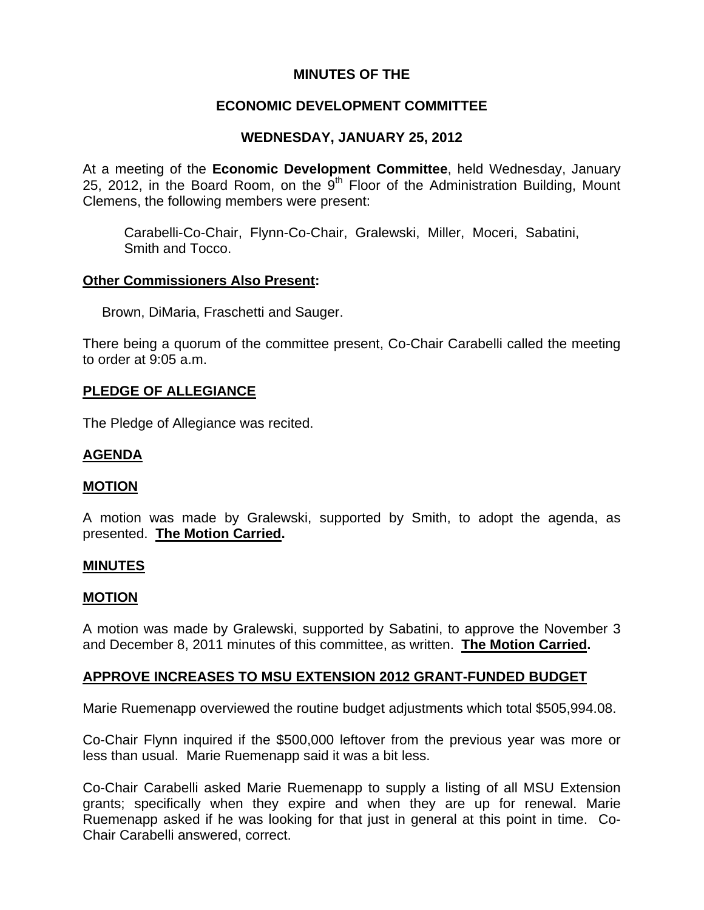# MINUTES OF THE

# ECONOMIC DEVELOPMENT COMMITTEE

# WEDNESDAY, JANUARY 25, 2012

At a meeting of the **Economic Development Committee**, held Wednesday, January 25, 2012, in the Board Room, on the 9th Floor of the Administration Building, Mount Clemens, the following members were present:

Carabelli-Co-Chair, Flynn-Co-Chair, Gralewski, Miller, Moceri, Sabatini, Smith and Tocco.

**Other Commissioners Also Present:**

Brown, DiMaria, Fraschetti and Sauger.

There being a quorum of the committee present, Co-Chair Carabelli called the meeting to order at 9:05 a.m.

## PLEDGE OF ALLEGIANCE

The Pledge of Allegiance was recited.

## AGENDA

## MOTION

A motion was made by Gralewski, supported by Smith, to adopt the agenda, as presented. **The Motion Carried.**

## MINUTES

## MOTION

A motion was made by Gralewski, supported by Sabatini, to approve the November 3 and December 8, 2011 minutes of this committee, as written. **The Motion Carried.**

## APPROVE INCREASES TO MSU EXTENSION 2012 GRANT-FUNDED BUDGET

Marie Ruemenapp overviewed the routine budget adjustments which total $505,994.08.

Co-Chair Flynn inquired if the $500,000 leftover from the previous year was more or less than usual. Marie Ruemenapp said it was a bit less.

Co-Chair Carabelli asked Marie Ruemenapp to supply a listing of all MSU Extension grants; specifically when they expire and when they are up for renewal. Marie Ruemenapp asked if he was looking for that just in general at this point in time. Co-Chair Carabelli answered, correct.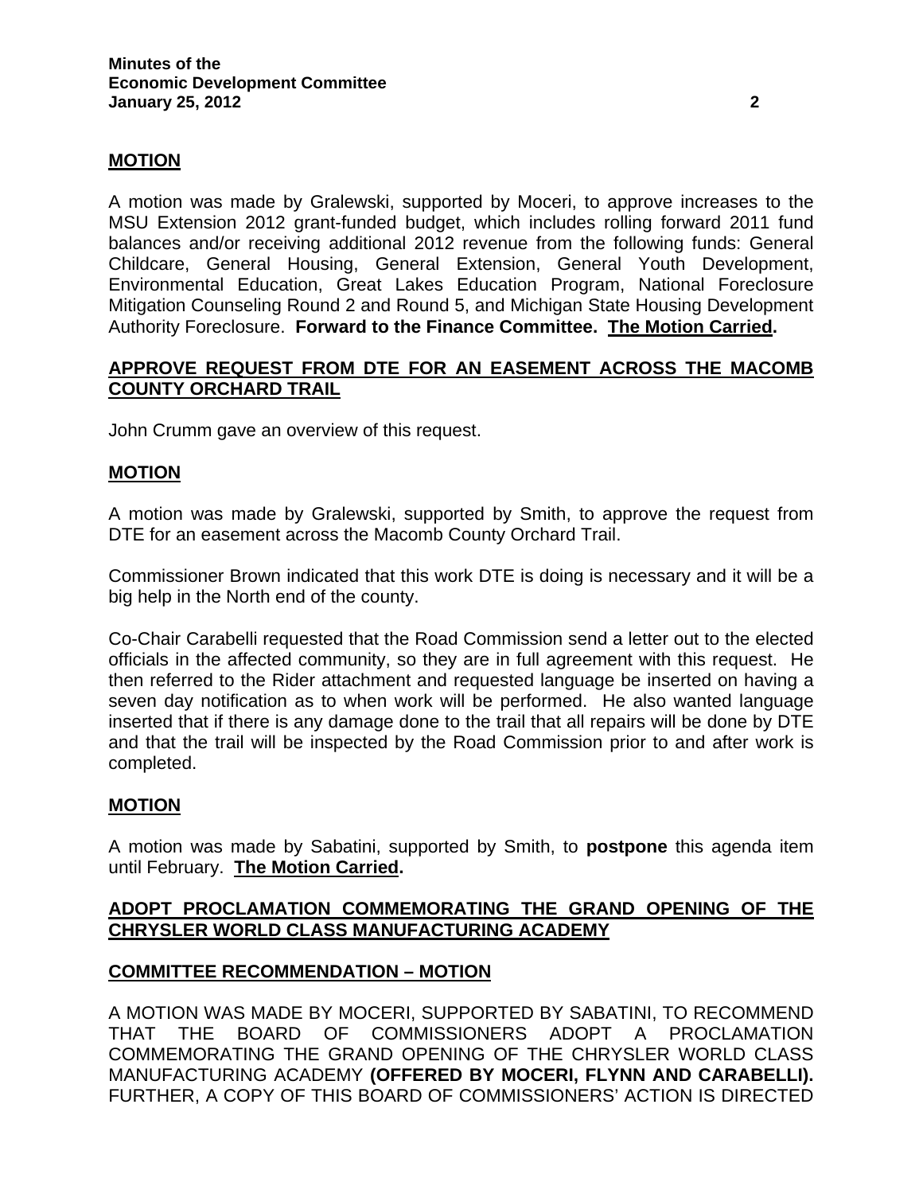**MOTION**

A motion was made by Gralewski, supported by Moceri, to approve increases to the MSU Extension 2012 grant-funded budget, which includes rolling forward 2011 fund balances and/or receiving additional 2012 revenue from the following funds: General Childcare, General Housing, General Extension, General Youth Development, Environmental Education, Great Lakes Education Program, National Foreclosure Mitigation Counseling Round 2 and Round 5, and Michigan State Housing Development Authority Foreclosure. **Forward to the Finance Committee. The Motion Carried.**

**APPROVE REQUEST FROM DTE FOR AN EASEMENT ACROSS THE MACOMB COUNTY ORCHARD TRAIL**

John Crumm gave an overview of this request.

**MOTION**

A motion was made by Gralewski, supported by Smith, to approve the request from DTE for an easement across the Macomb County Orchard Trail.

Commissioner Brown indicated that this work DTE is doing is necessary and it will be a big help in the North end of the county.

Co-Chair Carabelli requested that the Road Commission send a letter out to the elected officials in the affected community, so they are in full agreement with this request. He then referred to the Rider attachment and requested language be inserted on having a seven day notification as to when work will be performed. He also wanted language inserted that if there is any damage done to the trail that all repairs will be done by DTE and that the trail will be inspected by the Road Commission prior to and after work is completed.

**MOTION**

A motion was made by Sabatini, supported by Smith, to **postpone** this agenda item until February. **The Motion Carried.**

**ADOPT PROCLAMATION COMMEMORATING THE GRAND OPENING OF THE CHRYSLER WORLD CLASS MANUFACTURING ACADEMY**

**COMMITTEE RECOMMENDATION – MOTION**

A MOTION WAS MADE BY MOCERI, SUPPORTED BY SABATINI, TO RECOMMEND THAT THE BOARD OF COMMISSIONERS ADOPT A PROCLAMATION COMMEMORATING THE GRAND OPENING OF THE CHRYSLER WORLD CLASS MANUFACTURING ACADEMY **(OFFERED BY MOCERI, FLYNN AND CARABELLI).** FURTHER, A COPY OF THIS BOARD OF COMMISSIONERS' ACTION IS DIRECTED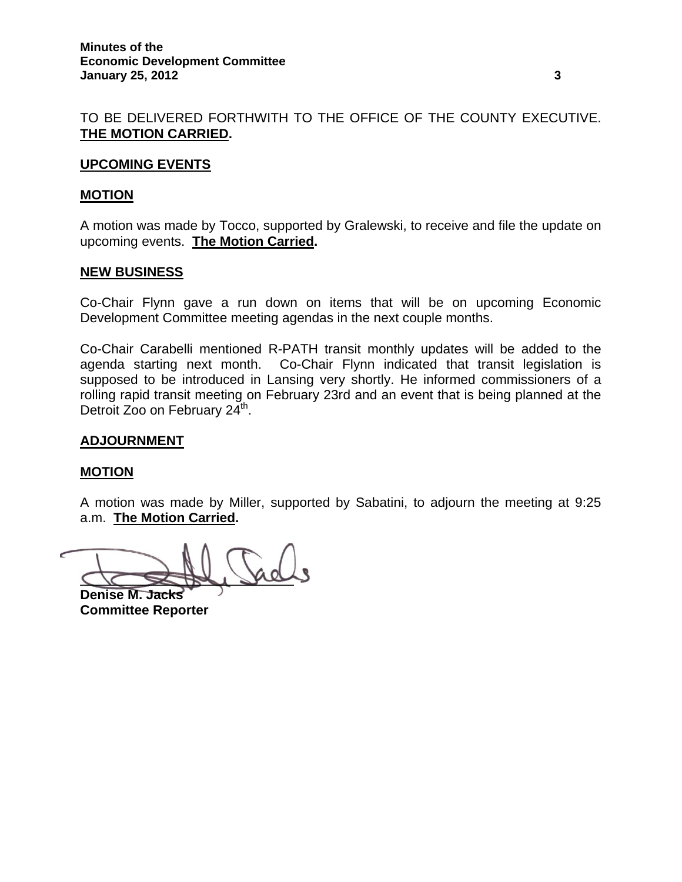TO BE DELIVERED FORTHWITH TO THE OFFICE OF THE COUNTY EXECUTIVE. **THE MOTION CARRIED.**

**UPCOMING EVENTS**

**MOTION**

A motion was made by Tocco, supported by Gralewski, to receive and file the update on upcoming events. **The Motion Carried.**

**NEW BUSINESS**

Co-Chair Flynn gave a run down on items that will be on upcoming Economic Development Committee meeting agendas in the next couple months.

Co-Chair Carabelli mentioned R-PATH transit monthly updates will be added to the agenda starting next month. Co-Chair Flynn indicated that transit legislation is supposed to be introduced in Lansing very shortly. He informed commissioners of a rolling rapid transit meeting on February 23rd and an event that is being planned at the Detroit Zoo on February 24th.

**ADJOURNMENT**

**MOTION**

A motion was made by Miller, supported by Sabatini, to adjourn the meeting at 9:25 a.m. **The Motion Carried.**

**Denise M. Jacks**
**Committee Reporter**